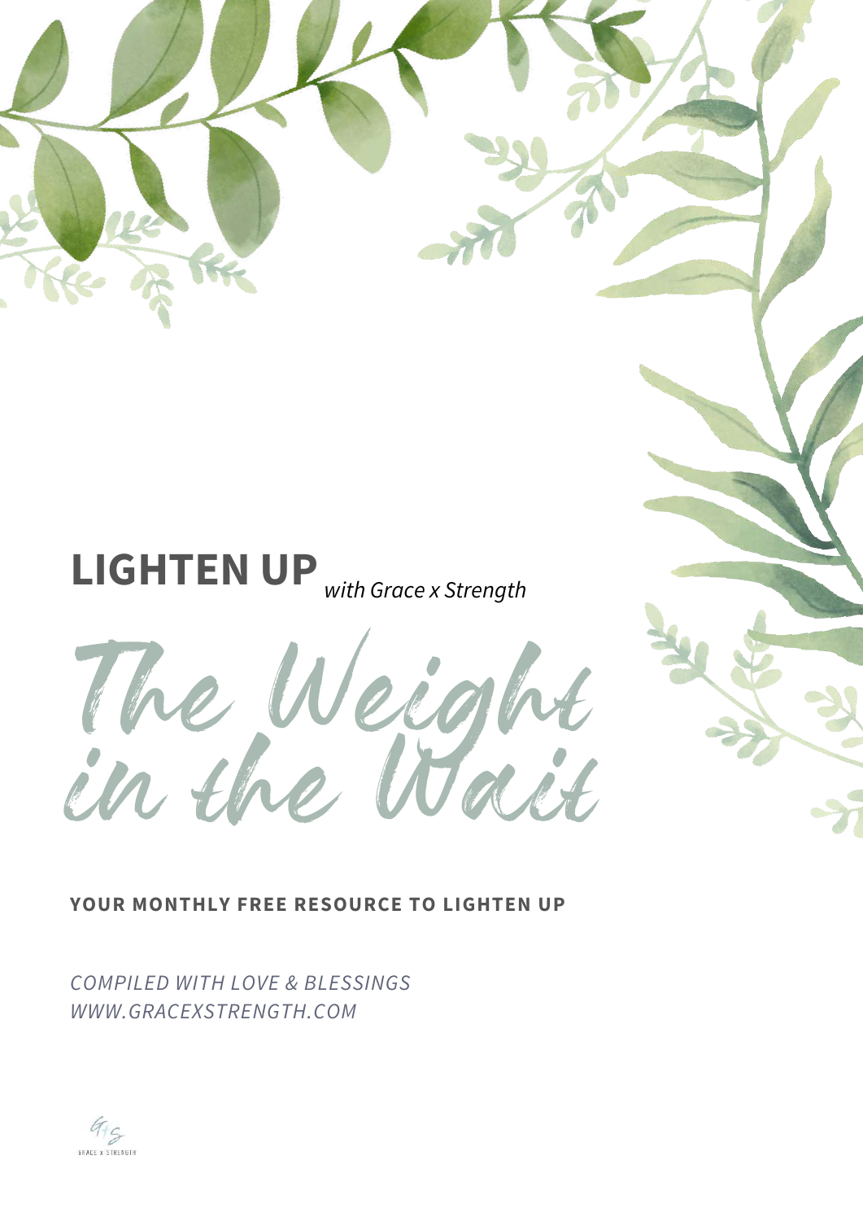# LIGHTEN UP *with Grace x Strength*

# The Weight in the Wait

**YOUR MONTHLY FREE RESOURCE TO LIGHTEN UP**

*COMPILED WITH LOVE & BLESSINGS*
*WWW.GRACEXSTRENGTH.COM*

GRACE x STRENGTH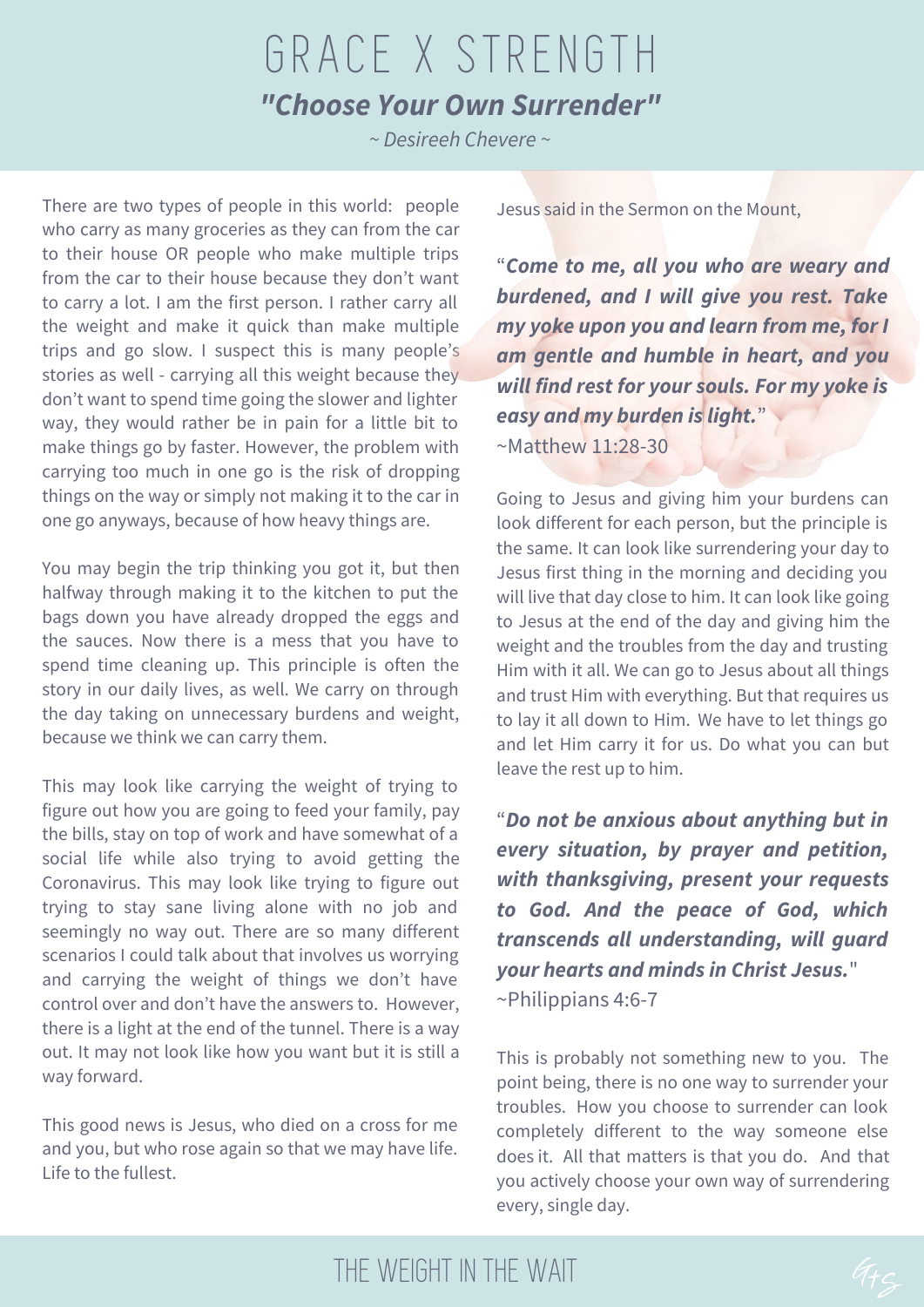# GRACE X STRENGTH

## *"Choose Your Own Surrender"*

*~ Desireeh Chevere ~*

There are two types of people in this world: people who carry as many groceries as they can from the car to their house OR people who make multiple trips from the car to their house because they don't want to carry a lot. I am the first person. I rather carry all the weight and make it quick than make multiple trips and go slow. I suspect this is many people's stories as well - carrying all this weight because they don't want to spend time going the slower and lighter way, they would rather be in pain for a little bit to make things go by faster. However, the problem with carrying too much in one go is the risk of dropping things on the way or simply not making it to the car in one go anyways, because of how heavy things are.

You may begin the trip thinking you got it, but then halfway through making it to the kitchen to put the bags down you have already dropped the eggs and the sauces. Now there is a mess that you have to spend time cleaning up. This principle is often the story in our daily lives, as well. We carry on through the day taking on unnecessary burdens and weight, because we think we can carry them.

This may look like carrying the weight of trying to figure out how you are going to feed your family, pay the bills, stay on top of work and have somewhat of a social life while also trying to avoid getting the Coronavirus. This may look like trying to figure out trying to stay sane living alone with no job and seemingly no way out. There are so many different scenarios I could talk about that involves us worrying and carrying the weight of things we don't have control over and don't have the answers to. However, there is a light at the end of the tunnel. There is a way out. It may not look like how you want but it is still a way forward.

This good news is Jesus, who died on a cross for me and you, but who rose again so that we may have life. Life to the fullest.

Jesus said in the Sermon on the Mount,

"***Come to me, all you who are weary and burdened, and I will give you rest. Take my yoke upon you and learn from me, for I am gentle and humble in heart, and you will find rest for your souls. For my yoke is easy and my burden is light.***"
~Matthew 11:28-30

Going to Jesus and giving him your burdens can look different for each person, but the principle is the same. It can look like surrendering your day to Jesus first thing in the morning and deciding you will live that day close to him. It can look like going to Jesus at the end of the day and giving him the weight and the troubles from the day and trusting Him with it all. We can go to Jesus about all things and trust Him with everything. But that requires us to lay it all down to Him. We have to let things go and let Him carry it for us. Do what you can but leave the rest up to him.

"***Do not be anxious about anything but in every situation, by prayer and petition, with thanksgiving, present your requests to God. And the peace of God, which transcends all understanding, will guard your hearts and minds in Christ Jesus.***"
~Philippians 4:6-7

This is probably not something new to you. The point being, there is no one way to surrender your troubles. How you choose to surrender can look completely different to the way someone else does it. All that matters is that you do. And that you actively choose your own way of surrendering every, single day.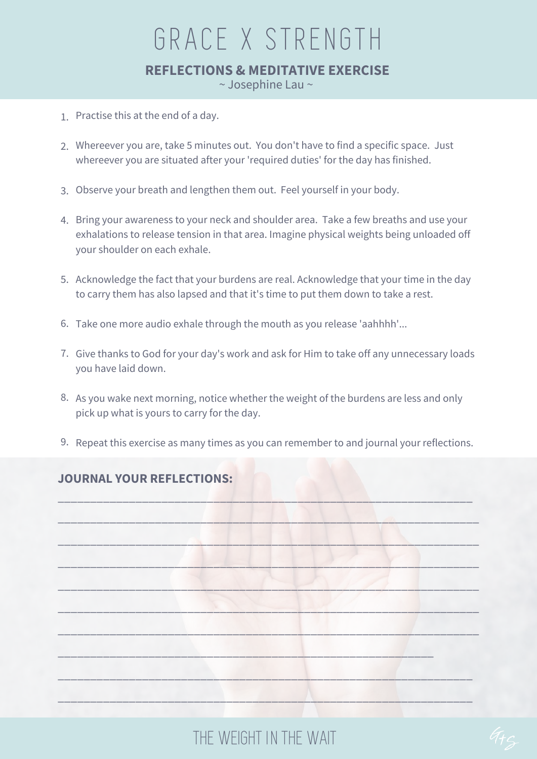# GRACE X STRENGTH

## REFLECTIONS & MEDITATIVE EXERCISE

~ Josephine Lau ~

1. Practise this at the end of a day.
2. Whereever you are, take 5 minutes out. You don't have to find a specific space. Just whereever you are situated after your 'required duties' for the day has finished.
3. Observe your breath and lengthen them out. Feel yourself in your body.
4. Bring your awareness to your neck and shoulder area. Take a few breaths and use your exhalations to release tension in that area. Imagine physical weights being unloaded off your shoulder on each exhale.
5. Acknowledge the fact that your burdens are real. Acknowledge that your time in the day to carry them has also lapsed and that it's time to put them down to take a rest.
6. Take one more audio exhale through the mouth as you release 'aahhhh'...
7. Give thanks to God for your day's work and ask for Him to take off any unnecessary loads you have laid down.
8. As you wake next morning, notice whether the weight of the burdens are less and only pick up what is yours to carry for the day.
9. Repeat this exercise as many times as you can remember to and journal your reflections.

**JOURNAL YOUR REFLECTIONS:**

______________________________________________________________________

______________________________________________________________________

______________________________________________________________________

______________________________________________________________________

______________________________________________________________________

______________________________________________________________________

______________________________________________________________________

______________________________________________________________________

______________________________________________________________________

______________________________________________________________________

THE WEIGHT IN THE WAIT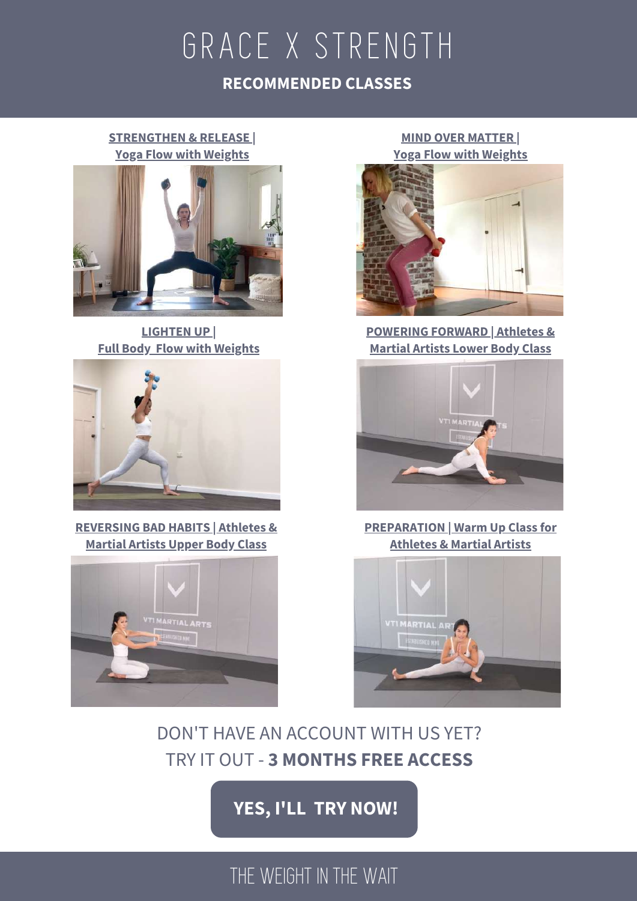# GRACE X STRENGTH

**RECOMMENDED CLASSES**

**STRENGTHEN & RELEASE | Yoga Flow with Weights**

**MIND OVER MATTER | Yoga Flow with Weights**

**LIGHTEN UP | Full Body Flow with Weights**

**POWERING FORWARD | Athletes & Martial Artists Lower Body Class**

**REVERSING BAD HABITS | Athletes & Martial Artists Upper Body Class**

**PREPARATION | Warm Up Class for Athletes & Martial Artists**

DON'T HAVE AN ACCOUNT WITH US YET?
TRY IT OUT - **3 MONTHS FREE ACCESS**

**YES, I'LL TRY NOW!**

THE WEIGHT IN THE WAIT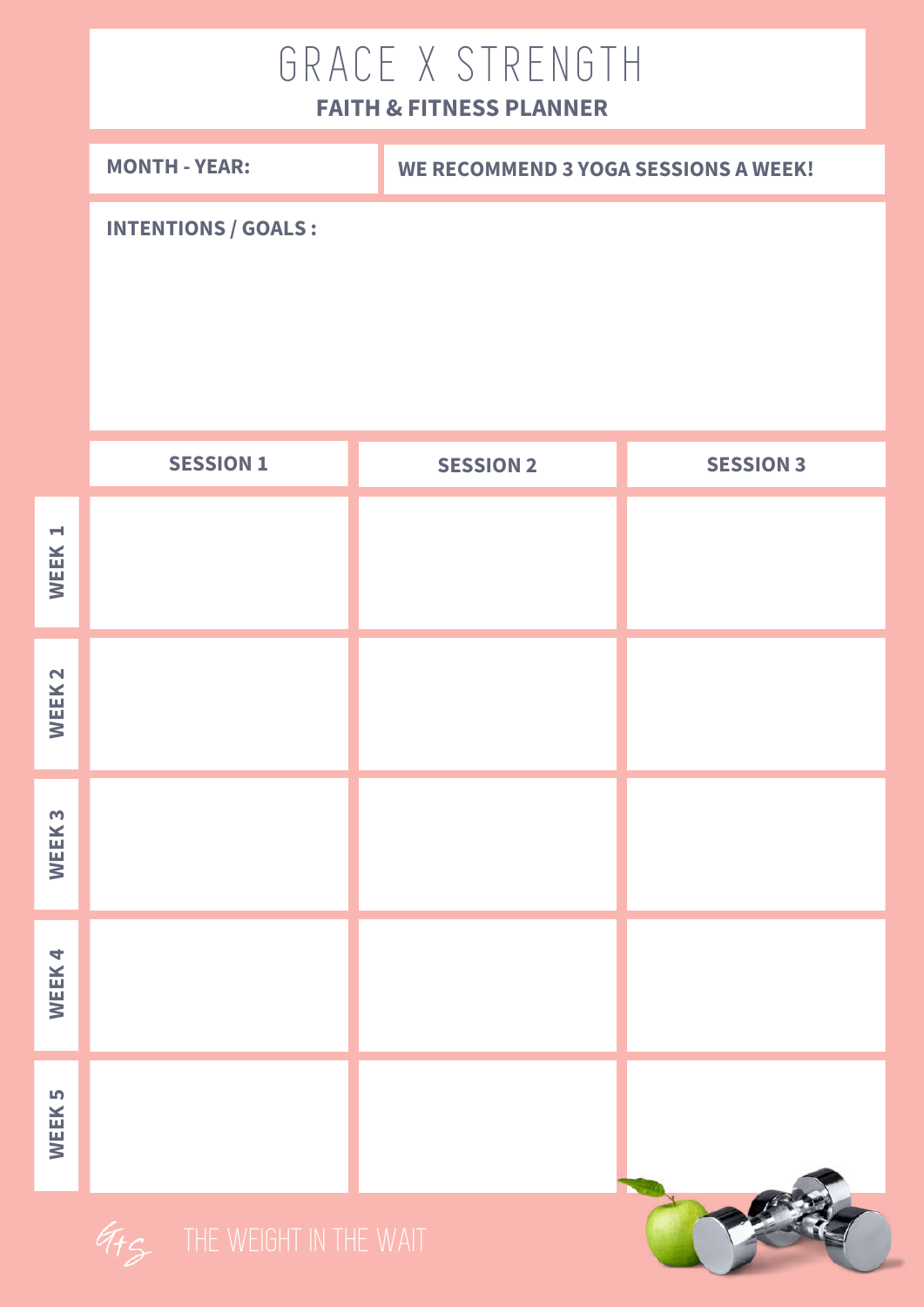# GRACE X STRENGTH

**FAITH & FITNESS PLANNER**

**MONTH - YEAR:**

**WE RECOMMEND 3 YOGA SESSIONS A WEEK!**

**INTENTIONS / GOALS :**

| | SESSION 1 | SESSION 2 | SESSION 3 |
|---|---|---|---|
| WEEK 1 | | | |
| WEEK 2 | | | |
| WEEK 3 | | | |
| WEEK 4 | | | |
| WEEK 5 | | | |

G+S THE WEIGHT IN THE WAIT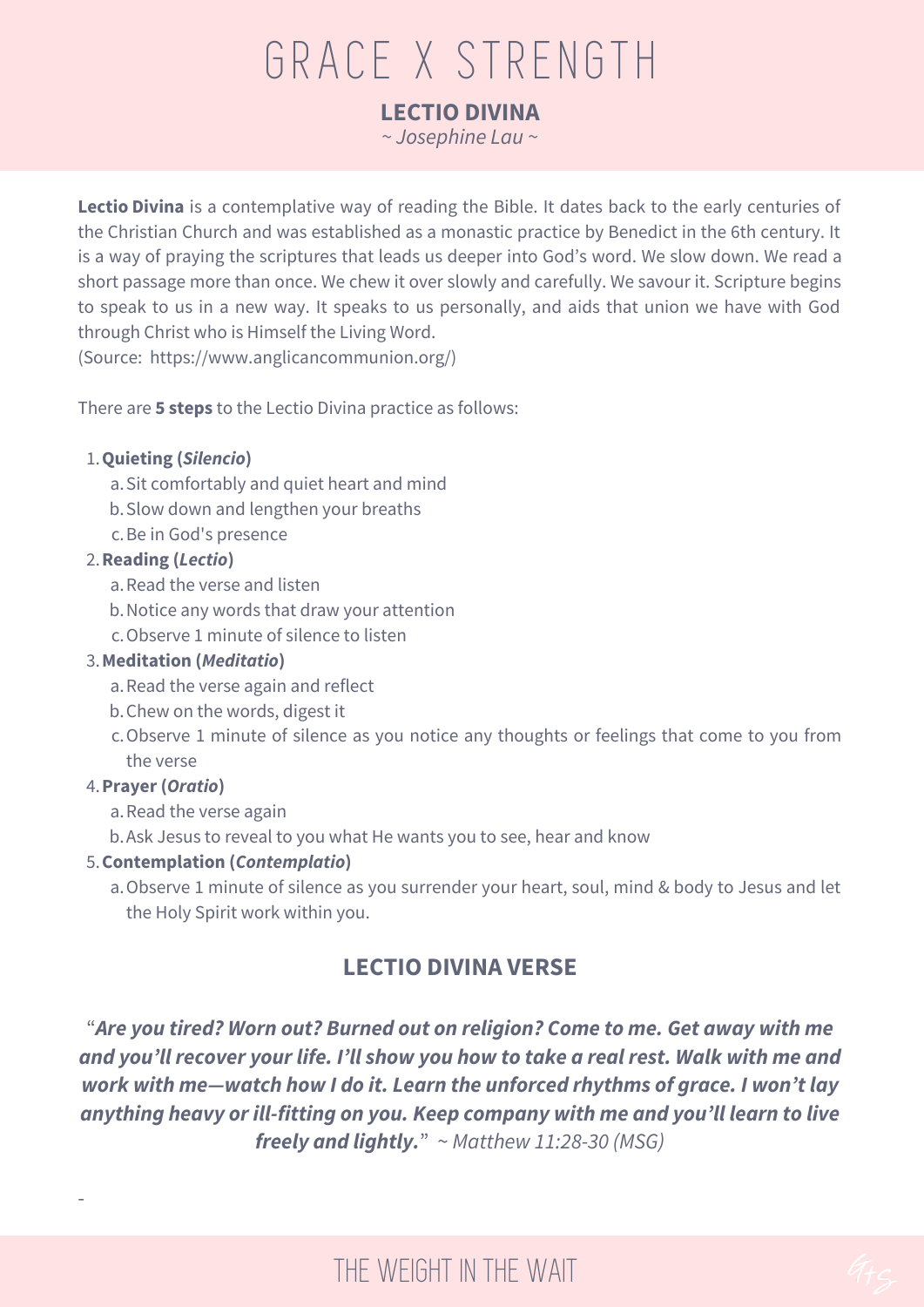# GRACE X STRENGTH

## LECTIO DIVINA

*~ Josephine Lau ~*

**Lectio Divina** is a contemplative way of reading the Bible. It dates back to the early centuries of the Christian Church and was established as a monastic practice by Benedict in the 6th century. It is a way of praying the scriptures that leads us deeper into God's word. We slow down. We read a short passage more than once. We chew it over slowly and carefully. We savour it. Scripture begins to speak to us in a new way. It speaks to us personally, and aids that union we have with God through Christ who is Himself the Living Word.
(Source: https://www.anglicancommunion.org/)

There are **5 steps** to the Lectio Divina practice as follows:

1. **Quieting (*Silencio*)**
   a. Sit comfortably and quiet heart and mind
   b. Slow down and lengthen your breaths
   c. Be in God's presence
2. **Reading (*Lectio*)**
   a. Read the verse and listen
   b. Notice any words that draw your attention
   c. Observe 1 minute of silence to listen
3. **Meditation (*Meditatio*)**
   a. Read the verse again and reflect
   b. Chew on the words, digest it
   c. Observe 1 minute of silence as you notice any thoughts or feelings that come to you from the verse
4. **Prayer (*Oratio*)**
   a. Read the verse again
   b. Ask Jesus to reveal to you what He wants you to see, hear and know
5. **Contemplation (*Contemplatio*)**
   a. Observe 1 minute of silence as you surrender your heart, soul, mind & body to Jesus and let the Holy Spirit work within you.

## LECTIO DIVINA VERSE

"***Are you tired? Worn out? Burned out on religion? Come to me. Get away with me and you'll recover your life. I'll show you how to take a real rest. Walk with me and work with me—watch how I do it. Learn the unforced rhythms of grace. I won't lay anything heavy or ill-fitting on you. Keep company with me and you'll learn to live freely and lightly.***" *~ Matthew 11:28-30 (MSG)*

-

THE WEIGHT IN THE WAIT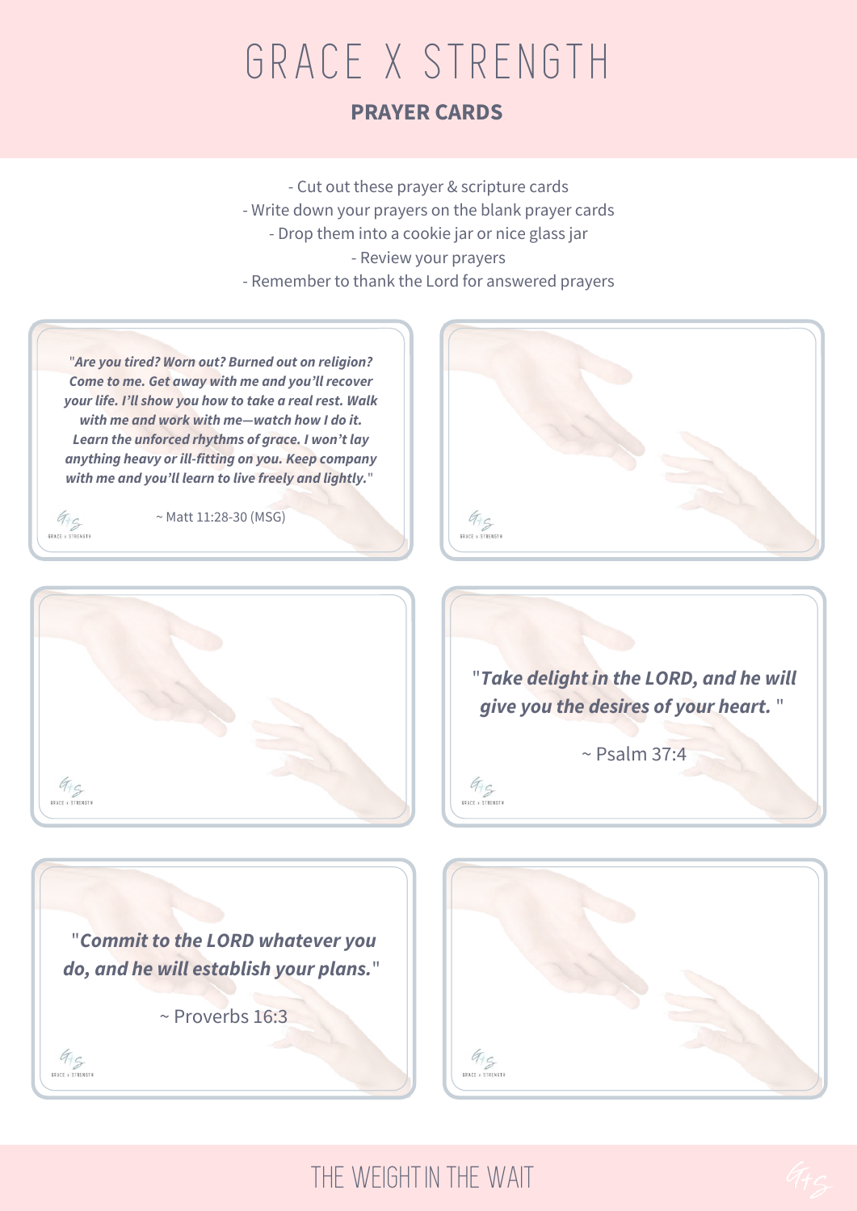# GRACE X STRENGTH

## PRAYER CARDS

- Cut out these prayer & scripture cards
- Write down your prayers on the blank prayer cards
- Drop them into a cookie jar or nice glass jar
- Review your prayers
- Remember to thank the Lord for answered prayers

***"Are you tired? Worn out? Burned out on religion? Come to me. Get away with me and you'll recover your life. I'll show you how to take a real rest. Walk with me and work with me—watch how I do it. Learn the unforced rhythms of grace. I won't lay anything heavy or ill-fitting on you. Keep company with me and you'll learn to live freely and lightly."***

~ Matt 11:28-30 (MSG)

***"Take delight in the LORD, and he will give you the desires of your heart."***

~ Psalm 37:4

***"Commit to the LORD whatever you do, and he will establish your plans."***

~ Proverbs 16:3

THE WEIGHT IN THE WAIT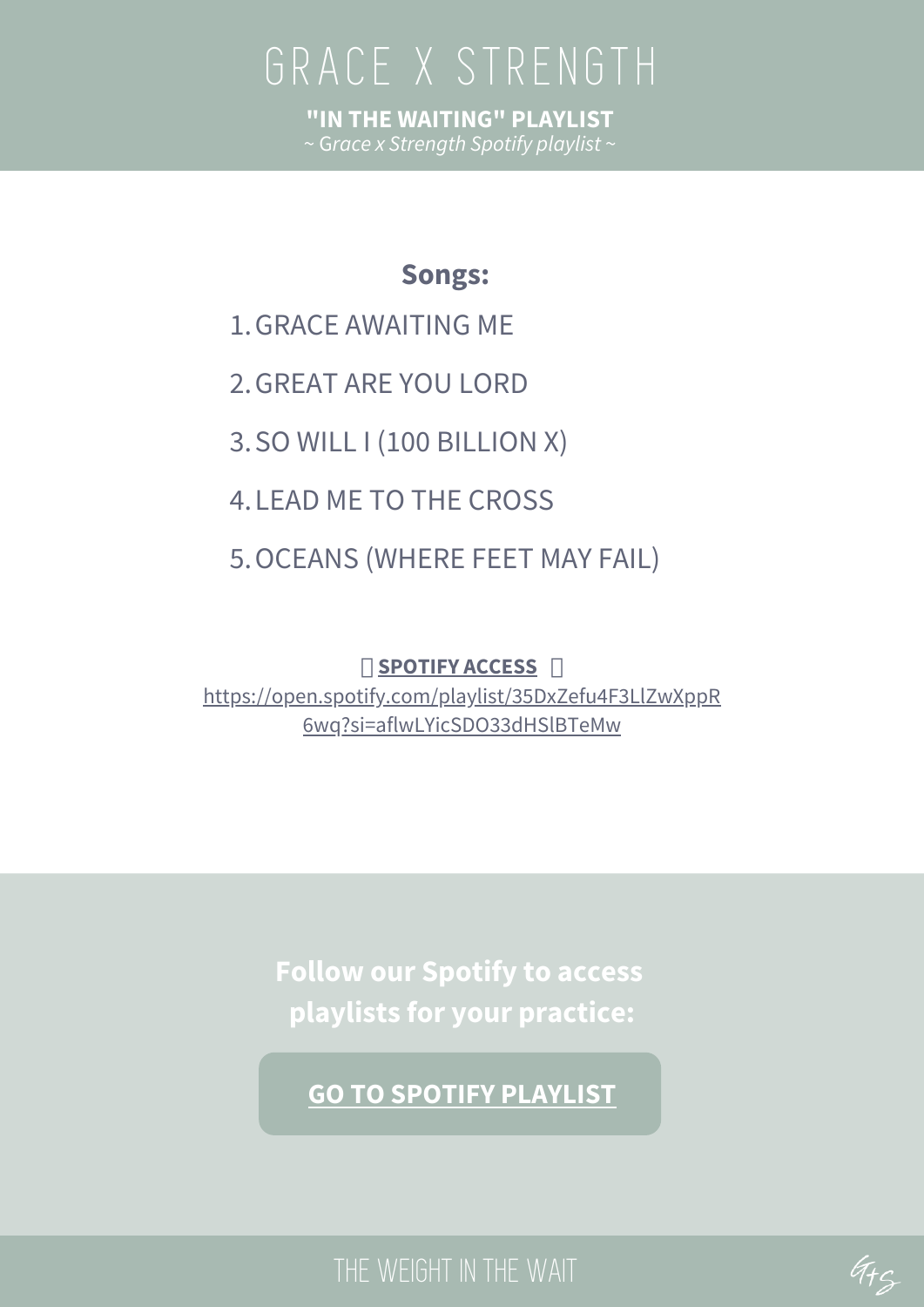# GRACE X STRENGTH

**"IN THE WAITING" PLAYLIST**

*~ Grace x Strength Spotify playlist ~*

## Songs:

1. GRACE AWAITING ME
2. GREAT ARE YOU LORD
3. SO WILL I (100 BILLION X)
4. LEAD ME TO THE CROSS
5. OCEANS (WHERE FEET MAY FAIL)

**SPOTIFY ACCESS**

https://open.spotify.com/playlist/35DxZefu4F3LlZwXppR6wq?si=aflwLYicSDO33dHSlBTeMw

**Follow our Spotify to access playlists for your practice:**

**GO TO SPOTIFY PLAYLIST**

THE WEIGHT IN THE WAIT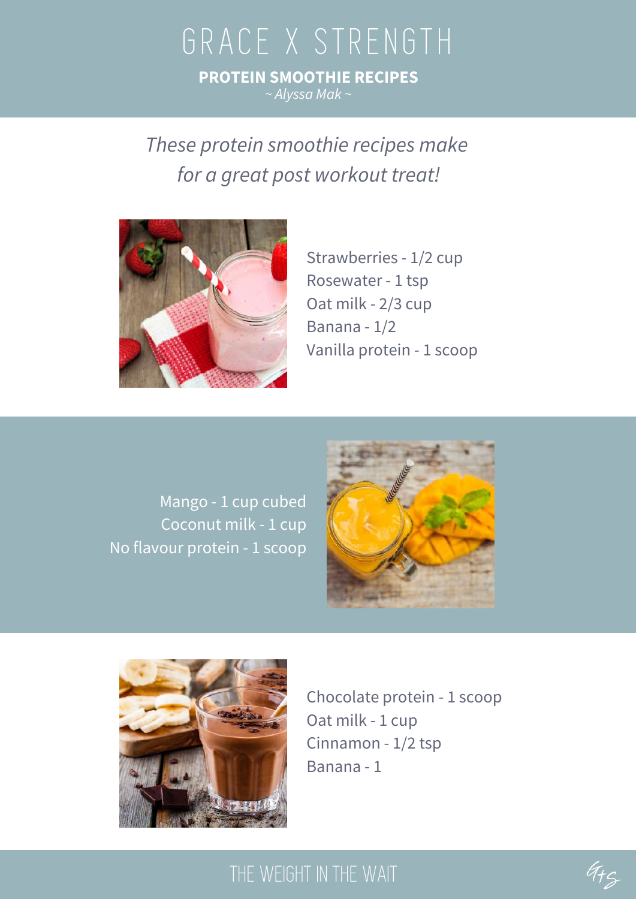# GRACE X STRENGTH

## PROTEIN SMOOTHIE RECIPES

*~ Alyssa Mak ~*

*These protein smoothie recipes make for a great post workout treat!*

Strawberries - 1/2 cup
Rosewater - 1 tsp
Oat milk - 2/3 cup
Banana - 1/2
Vanilla protein - 1 scoop

Mango - 1 cup cubed
Coconut milk - 1 cup
No flavour protein - 1 scoop

Chocolate protein - 1 scoop
Oat milk - 1 cup
Cinnamon - 1/2 tsp
Banana - 1

THE WEIGHT IN THE WAIT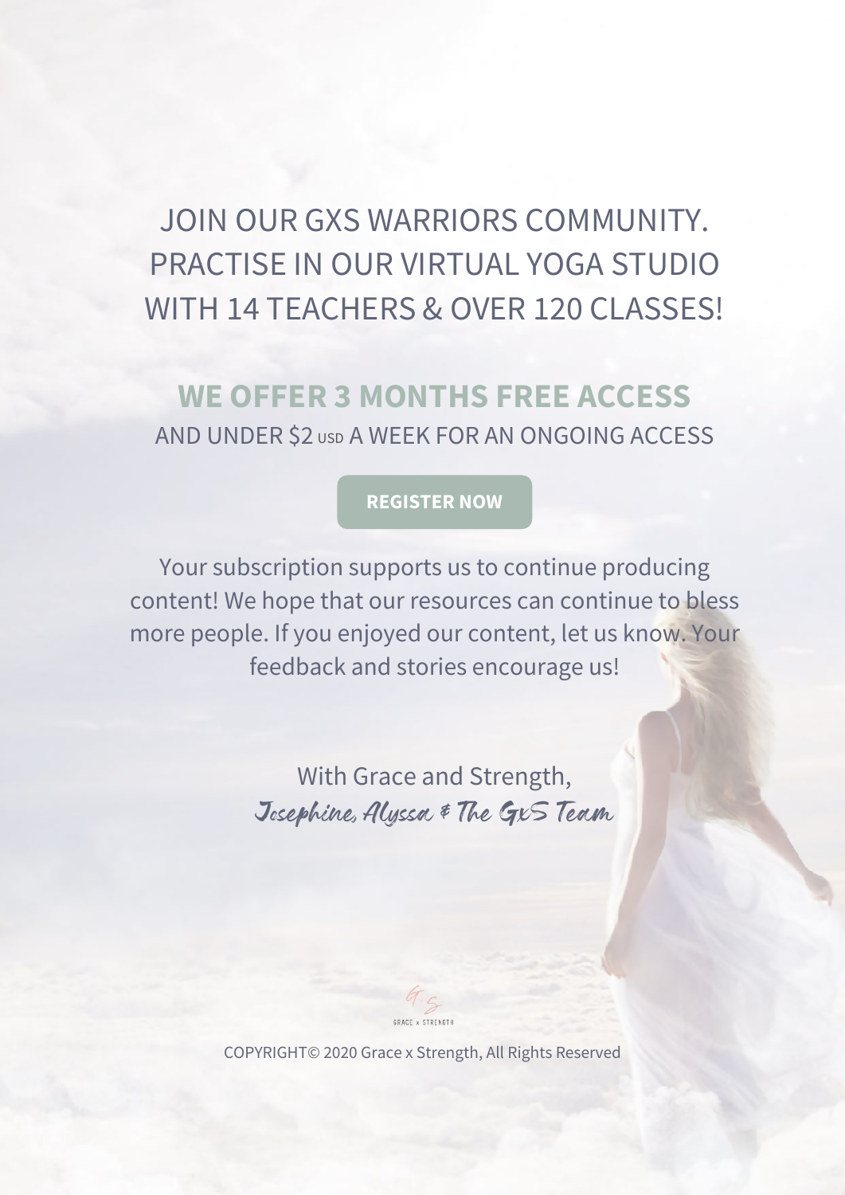JOIN OUR GXS WARRIORS COMMUNITY.
PRACTISE IN OUR VIRTUAL YOGA STUDIO
WITH 14 TEACHERS & OVER 120 CLASSES!

**WE OFFER 3 MONTHS FREE ACCESS**

AND UNDER $2 USD A WEEK FOR AN ONGOING ACCESS

**REGISTER NOW**

Your subscription supports us to continue producing content! We hope that our resources can continue to bless more people. If you enjoyed our content, let us know. Your feedback and stories encourage us!

With Grace and Strength,
*Josephine, Alyssa & The GxS Team*

GRACE x STRENGTH

COPYRIGHT© 2020 Grace x Strength, All Rights Reserved